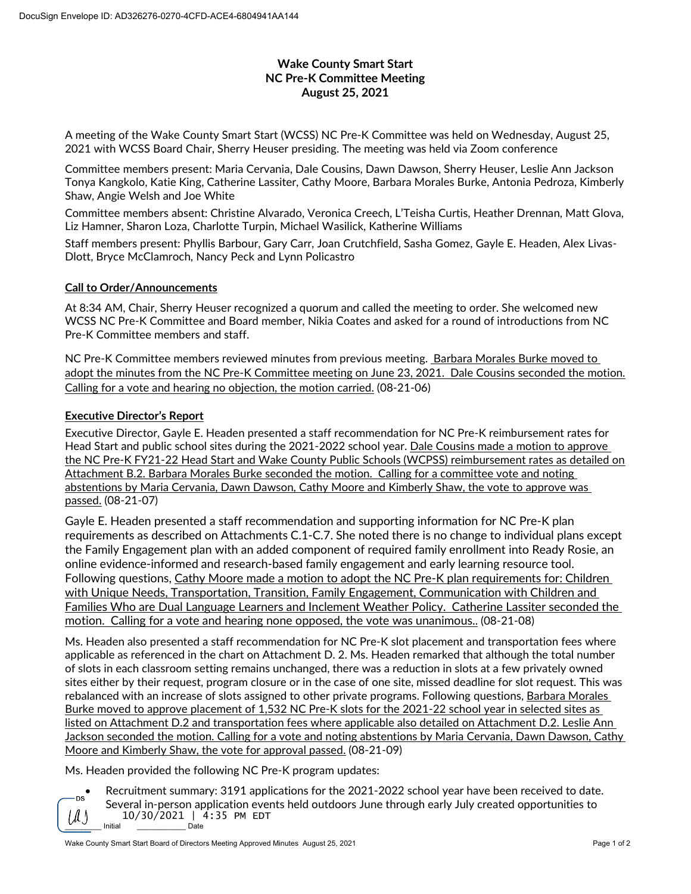# Wake County Smart Start
## NC Pre-K Committee Meeting
## August 25, 2021

A meeting of the Wake County Smart Start (WCSS) NC Pre-K Committee was held on Wednesday, August 25, 2021 with WCSS Board Chair, Sherry Heuser presiding. The meeting was held via Zoom conference

Committee members present: Maria Cervania, Dale Cousins, Dawn Dawson, Sherry Heuser, Leslie Ann Jackson Tonya Kangkolo, Katie King, Catherine Lassiter, Cathy Moore, Barbara Morales Burke, Antonia Pedroza, Kimberly Shaw, Angie Welsh and Joe White

Committee members absent: Christine Alvarado, Veronica Creech, L'Teisha Curtis, Heather Drennan, Matt Glova, Liz Hamner, Sharon Loza, Charlotte Turpin, Michael Wasilick, Katherine Williams

Staff members present: Phyllis Barbour, Gary Carr, Joan Crutchfield, Sasha Gomez, Gayle E. Headen, Alex Livas-Dlott, Bryce McClamroch, Nancy Peck and Lynn Policastro

**Call to Order/Announcements**

At 8:34 AM, Chair, Sherry Heuser recognized a quorum and called the meeting to order. She welcomed new WCSS NC Pre-K Committee and Board member, Nikia Coates and asked for a round of introductions from NC Pre-K Committee members and staff.

NC Pre-K Committee members reviewed minutes from previous meeting. Barbara Morales Burke moved to adopt the minutes from the NC Pre-K Committee meeting on June 23, 2021. Dale Cousins seconded the motion. Calling for a vote and hearing no objection, the motion carried. (08-21-06)

**Executive Director's Report**

Executive Director, Gayle E. Headen presented a staff recommendation for NC Pre-K reimbursement rates for Head Start and public school sites during the 2021-2022 school year. Dale Cousins made a motion to approve the NC Pre-K FY21-22 Head Start and Wake County Public Schools (WCPSS) reimbursement rates as detailed on Attachment B.2. Barbara Morales Burke seconded the motion. Calling for a committee vote and noting abstentions by Maria Cervania, Dawn Dawson, Cathy Moore and Kimberly Shaw, the vote to approve was passed. (08-21-07)

Gayle E. Headen presented a staff recommendation and supporting information for NC Pre-K plan requirements as described on Attachments C.1-C.7. She noted there is no change to individual plans except the Family Engagement plan with an added component of required family enrollment into Ready Rosie, an online evidence-informed and research-based family engagement and early learning resource tool. Following questions, Cathy Moore made a motion to adopt the NC Pre-K plan requirements for: Children with Unique Needs, Transportation, Transition, Family Engagement, Communication with Children and Families Who are Dual Language Learners and Inclement Weather Policy. Catherine Lassiter seconded the motion. Calling for a vote and hearing none opposed, the vote was unanimous.. (08-21-08)

Ms. Headen also presented a staff recommendation for NC Pre-K slot placement and transportation fees where applicable as referenced in the chart on Attachment D. 2. Ms. Headen remarked that although the total number of slots in each classroom setting remains unchanged, there was a reduction in slots at a few privately owned sites either by their request, program closure or in the case of one site, missed deadline for slot request. This was rebalanced with an increase of slots assigned to other private programs. Following questions, Barbara Morales Burke moved to approve placement of 1,532 NC Pre-K slots for the 2021-22 school year in selected sites as listed on Attachment D.2 and transportation fees where applicable also detailed on Attachment D.2. Leslie Ann Jackson seconded the motion. Calling for a vote and noting abstentions by Maria Cervania, Dawn Dawson, Cathy Moore and Kimberly Shaw, the vote for approval passed. (08-21-09)

Ms. Headen provided the following NC Pre-K program updates:

- Recruitment summary: 3191 applications for the 2021-2022 school year have been received to date. Several in-person application events held outdoors June through early July created opportunities to

DS
UAJ ________ Initial   10/30/2021 | 4:35 PM EDT ________ Date

Wake County Smart Start Board of Directors Meeting Approved Minutes August 25, 2021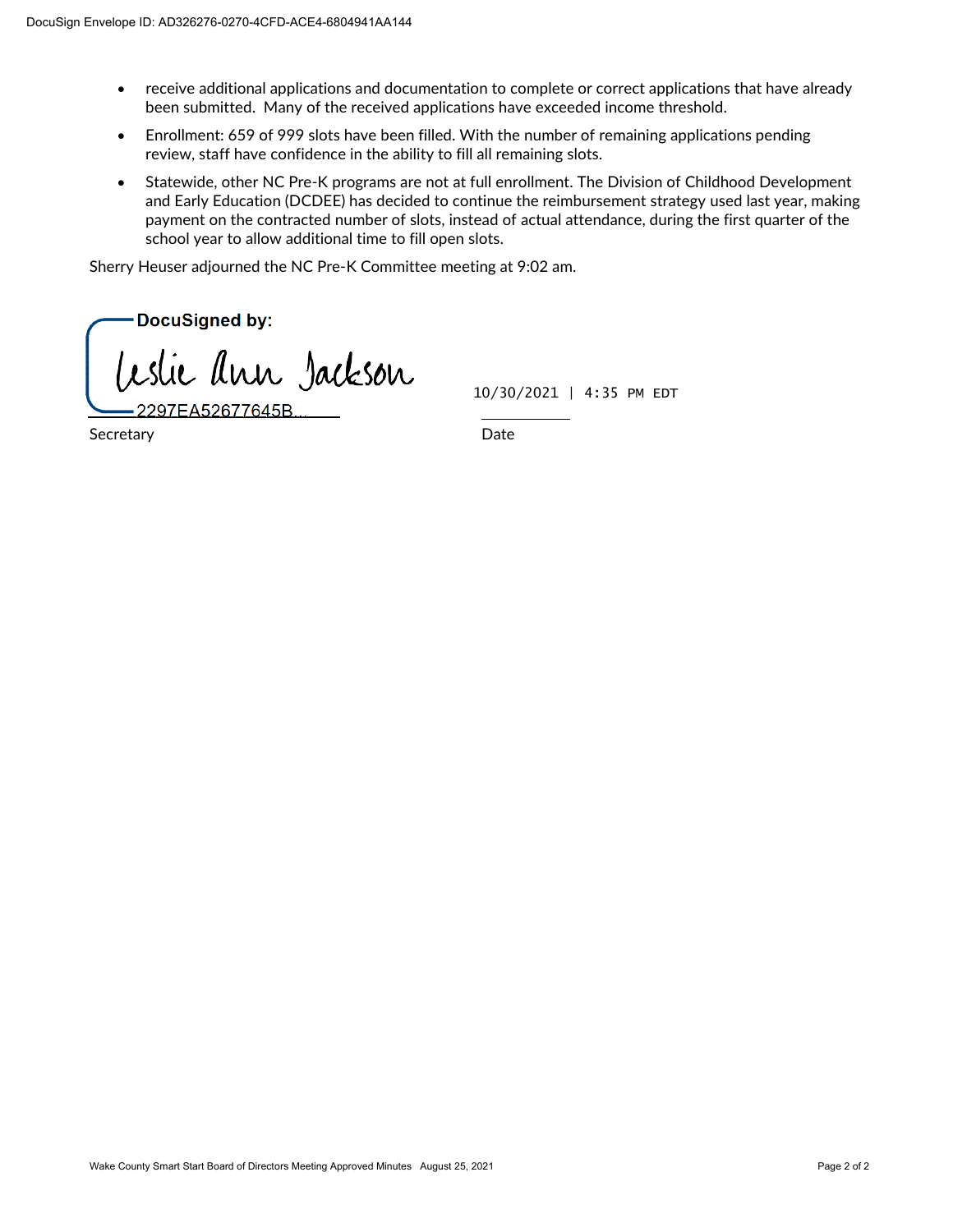- receive additional applications and documentation to complete or correct applications that have already been submitted. Many of the received applications have exceeded income threshold.
- Enrollment: 659 of 999 slots have been filled. With the number of remaining applications pending review, staff have confidence in the ability to fill all remaining slots.
- Statewide, other NC Pre-K programs are not at full enrollment. The Division of Childhood Development and Early Education (DCDEE) has decided to continue the reimbursement strategy used last year, making payment on the contracted number of slots, instead of actual attendance, during the first quarter of the school year to allow additional time to fill open slots.

Sherry Heuser adjourned the NC Pre-K Committee meeting at 9:02 am.

DocuSigned by:
Leslie Ann Jackson
2297EA52677645B...

Secretary

10/30/2021 | 4:35 PM EDT

Date